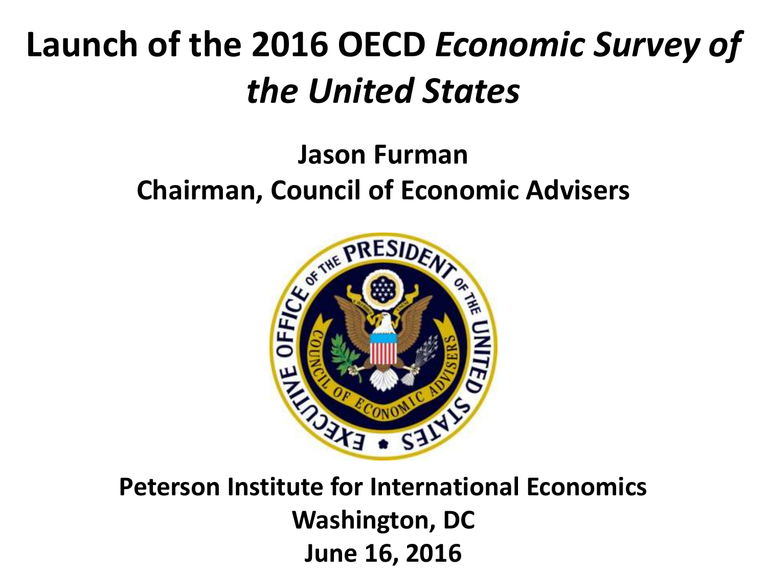# Launch of the 2016 OECD *Economic Survey of the United States*

**Jason Furman**
**Chairman, Council of Economic Advisers**

**Peterson Institute for International Economics**
**Washington, DC**
**June 16, 2016**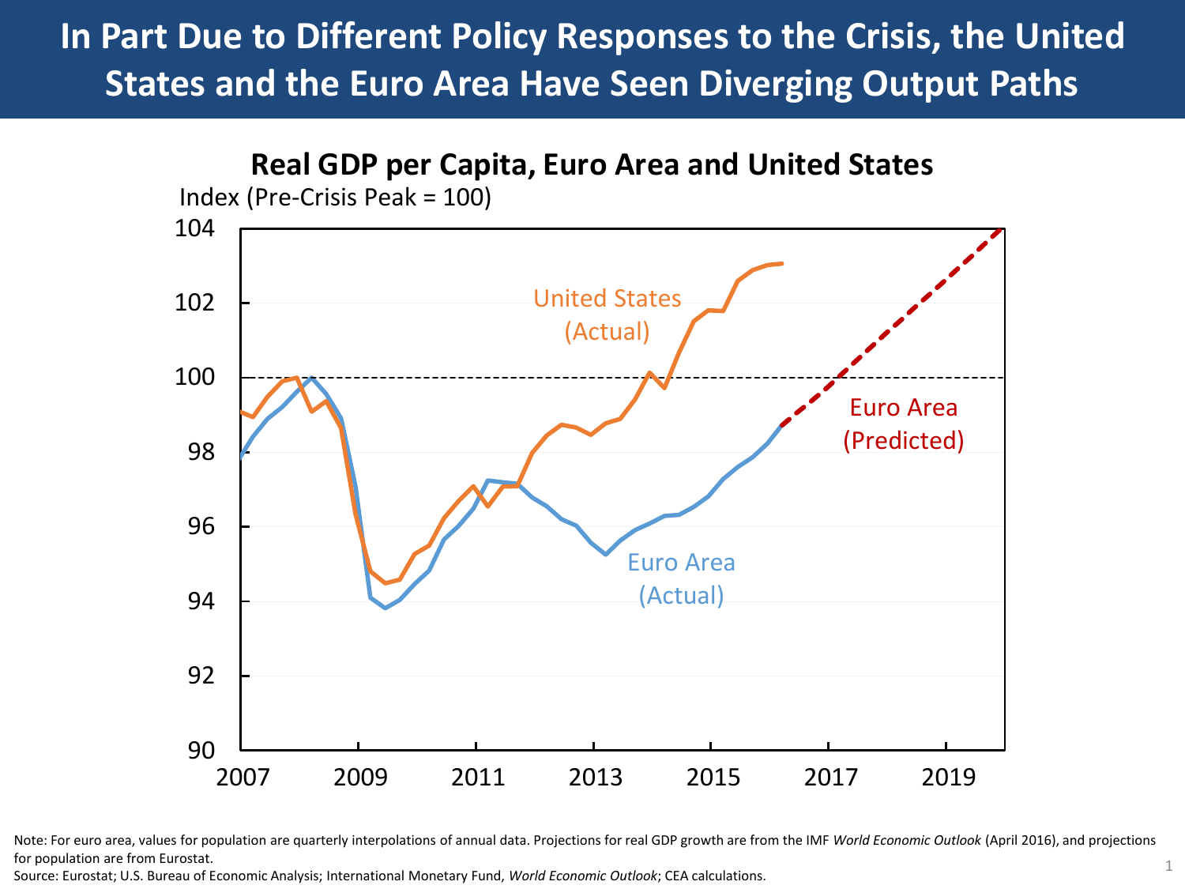# In Part Due to Different Policy Responses to the Crisis, the United States and the Euro Area Have Seen Diverging Output Paths

**Real GDP per Capita, Euro Area and United States**

Index (Pre-Crisis Peak = 100)

Note: For euro area, values for population are quarterly interpolations of annual data. Projections for real GDP growth are from the IMF *World Economic Outlook* (April 2016), and projections for population are from Eurostat.

Source: Eurostat; U.S. Bureau of Economic Analysis; International Monetary Fund, *World Economic Outlook*; CEA calculations.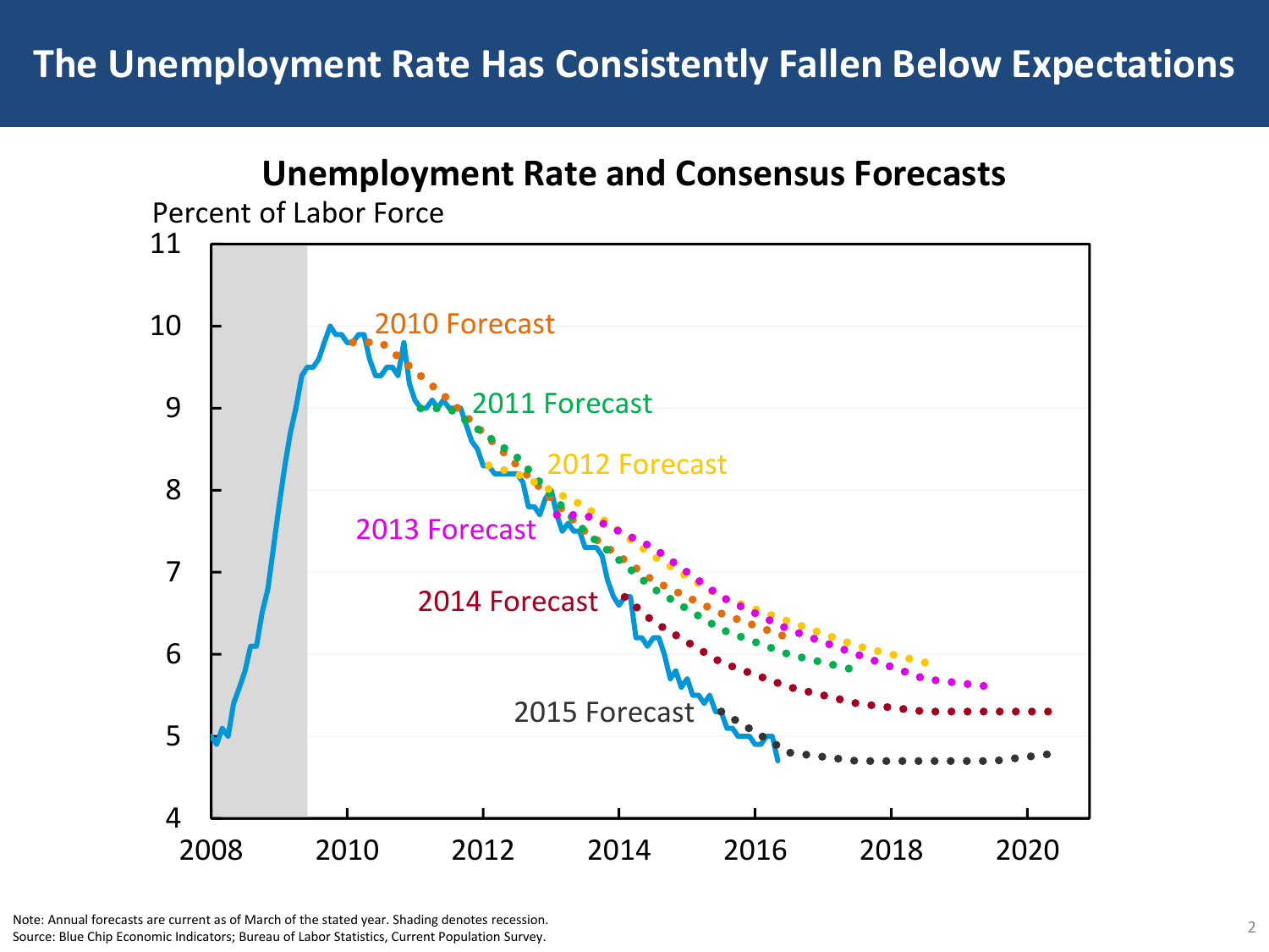# The Unemployment Rate Has Consistently Fallen Below Expectations

## Unemployment Rate and Consensus Forecasts

Percent of Labor Force

Note: Annual forecasts are current as of March of the stated year. Shading denotes recession.
Source: Blue Chip Economic Indicators; Bureau of Labor Statistics, Current Population Survey.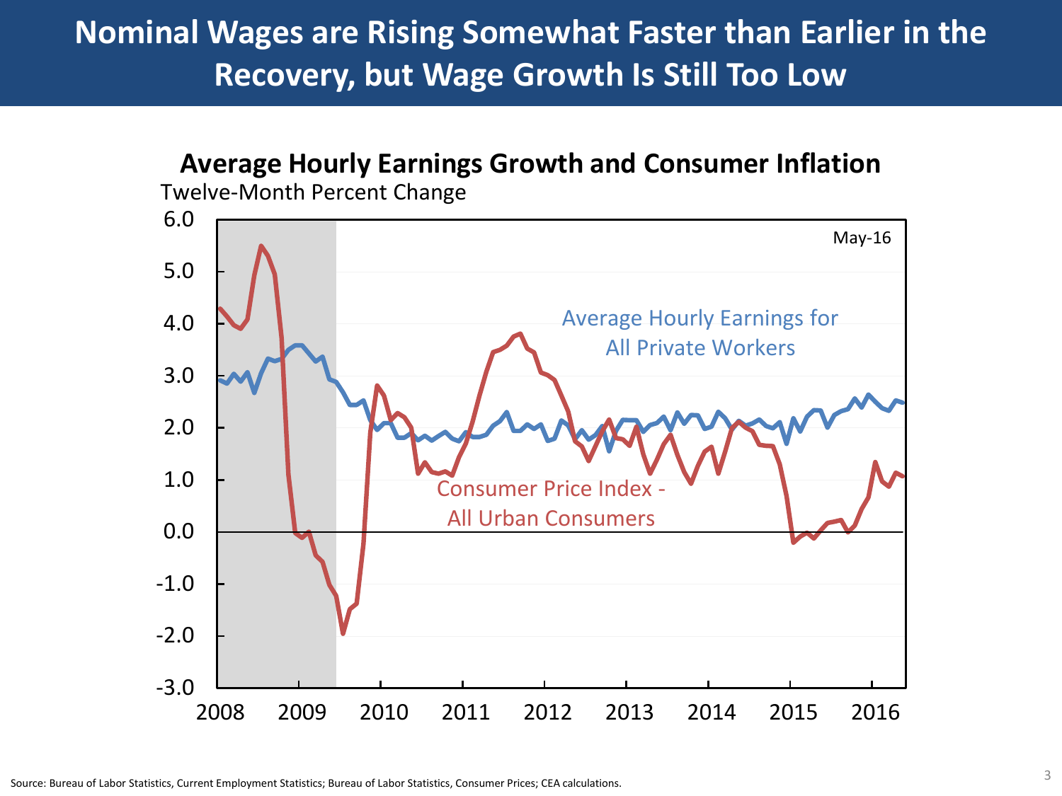# Nominal Wages are Rising Somewhat Faster than Earlier in the Recovery, but Wage Growth Is Still Too Low

**Average Hourly Earnings Growth and Consumer Inflation**

Twelve-Month Percent Change

May-16

Average Hourly Earnings for All Private Workers

Consumer Price Index - All Urban Consumers

6.0, 5.0, 4.0, 3.0, 2.0, 1.0, 0.0, -1.0, -2.0, -3.0

2008, 2009, 2010, 2011, 2012, 2013, 2014, 2015, 2016

Source: Bureau of Labor Statistics, Current Employment Statistics; Bureau of Labor Statistics, Consumer Prices; CEA calculations.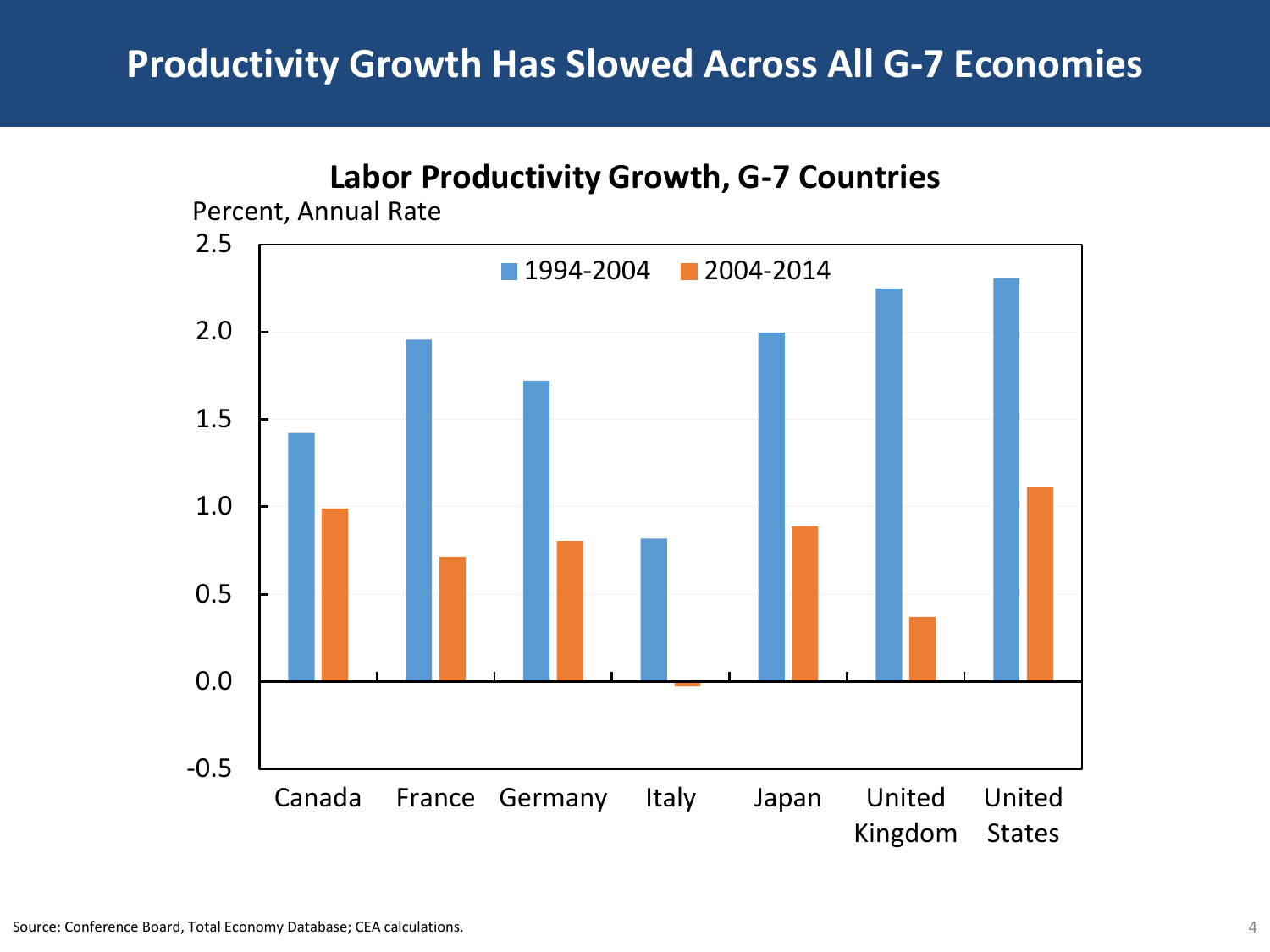# Productivity Growth Has Slowed Across All G-7 Economies

**Labor Productivity Growth, G-7 Countries**

Percent, Annual Rate

Source: Conference Board, Total Economy Database; CEA calculations.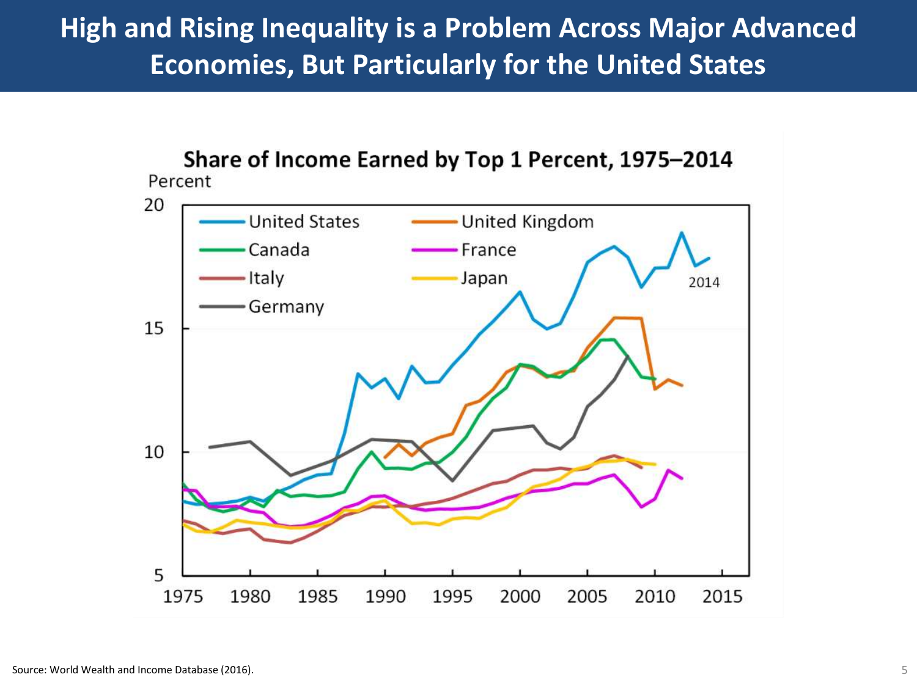# High and Rising Inequality is a Problem Across Major Advanced Economies, But Particularly for the United States

**Share of Income Earned by Top 1 Percent, 1975–2014**

Percent

Source: World Wealth and Income Database (2016).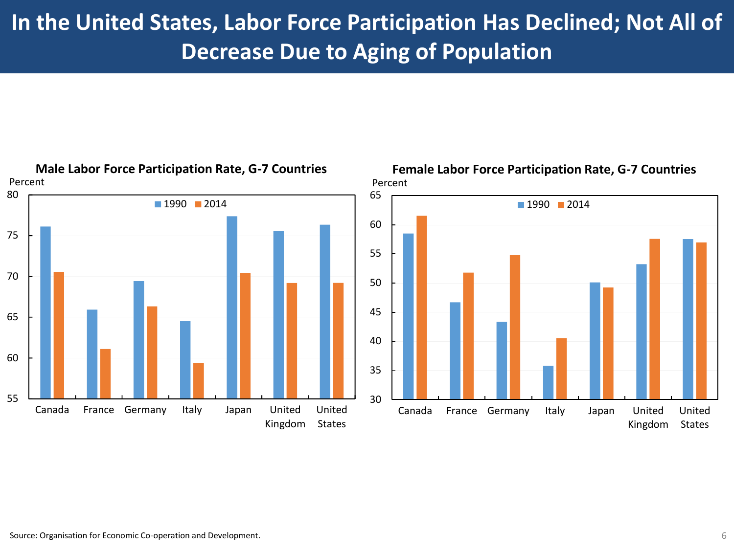# In the United States, Labor Force Participation Has Declined; Not All of Decrease Due to Aging of Population

**Male Labor Force Participation Rate, G-7 Countries**

Percent

| Country | 1990 | 2014 |
|---|---|---|
| Canada | 76.1 | 70.6 |
| France | 65.9 | 61.1 |
| Germany | 69.4 | 66.3 |
| Italy | 64.5 | 59.4 |
| Japan | 77.4 | 70.4 |
| United Kingdom | 75.5 | 69.2 |
| United States | 76.3 | 69.2 |

**Female Labor Force Participation Rate, G-7 Countries**

Percent

| Country | 1990 | 2014 |
|---|---|---|
| Canada | 58.3 | 61.5 |
| France | 46.6 | 51.7 |
| Germany | 43.3 | 54.7 |
| Italy | 35.7 | 40.5 |
| Japan | 50.1 | 49.2 |
| United Kingdom | 53.2 | 57.5 |
| United States | 57.5 | 56.9 |

Source: Organisation for Economic Co-operation and Development.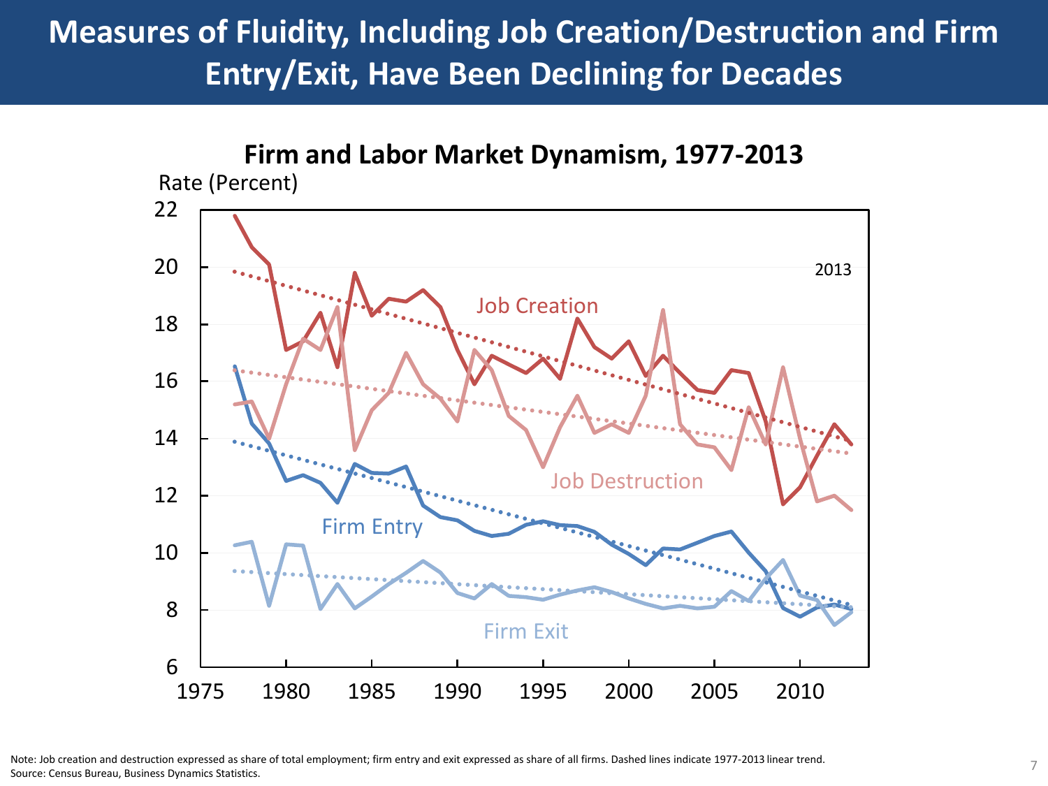# Measures of Fluidity, Including Job Creation/Destruction and Firm Entry/Exit, Have Been Declining for Decades

**Firm and Labor Market Dynamism, 1977-2013**

Note: Job creation and destruction expressed as share of total employment; firm entry and exit expressed as share of all firms. Dashed lines indicate 1977-2013 linear trend.
Source: Census Bureau, Business Dynamics Statistics.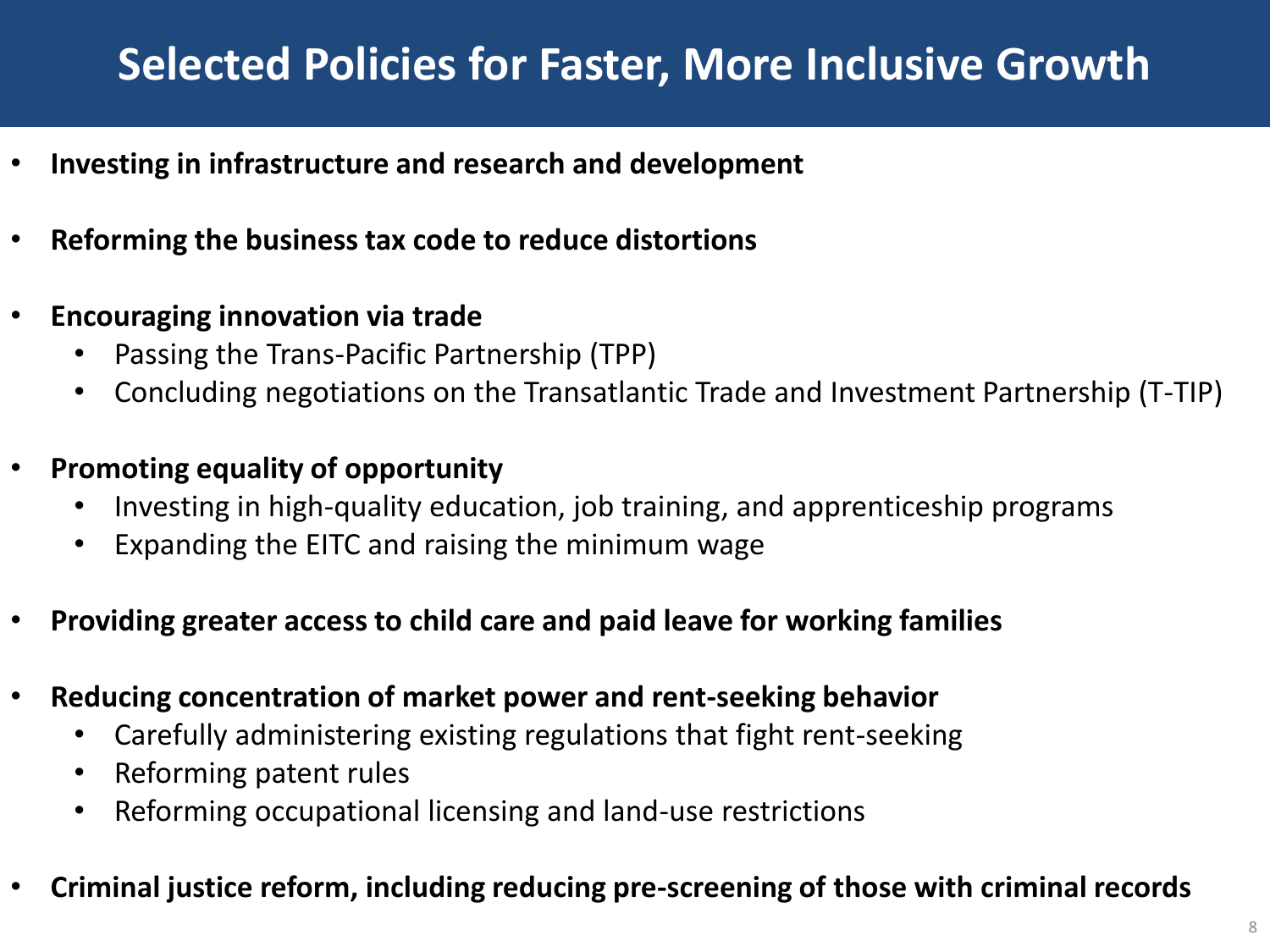# Selected Policies for Faster, More Inclusive Growth

- **Investing in infrastructure and research and development**
- **Reforming the business tax code to reduce distortions**
- **Encouraging innovation via trade**
  - Passing the Trans-Pacific Partnership (TPP)
  - Concluding negotiations on the Transatlantic Trade and Investment Partnership (T-TIP)
- **Promoting equality of opportunity**
  - Investing in high-quality education, job training, and apprenticeship programs
  - Expanding the EITC and raising the minimum wage
- **Providing greater access to child care and paid leave for working families**
- **Reducing concentration of market power and rent-seeking behavior**
  - Carefully administering existing regulations that fight rent-seeking
  - Reforming patent rules
  - Reforming occupational licensing and land-use restrictions
- **Criminal justice reform, including reducing pre-screening of those with criminal records**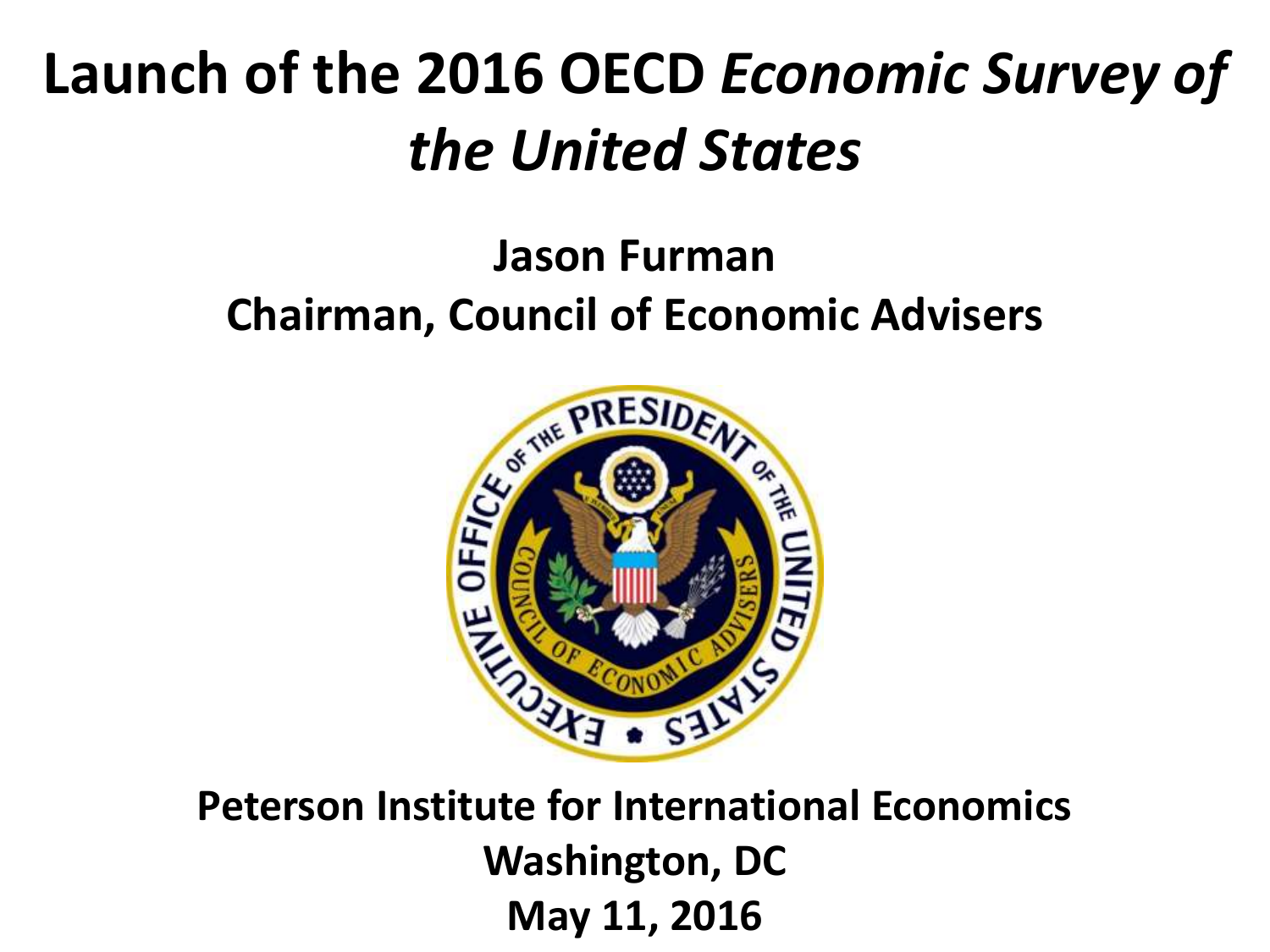# Launch of the 2016 OECD *Economic Survey of the United States*

**Jason Furman**
**Chairman, Council of Economic Advisers**

**Peterson Institute for International Economics**
**Washington, DC**
**May 11, 2016**